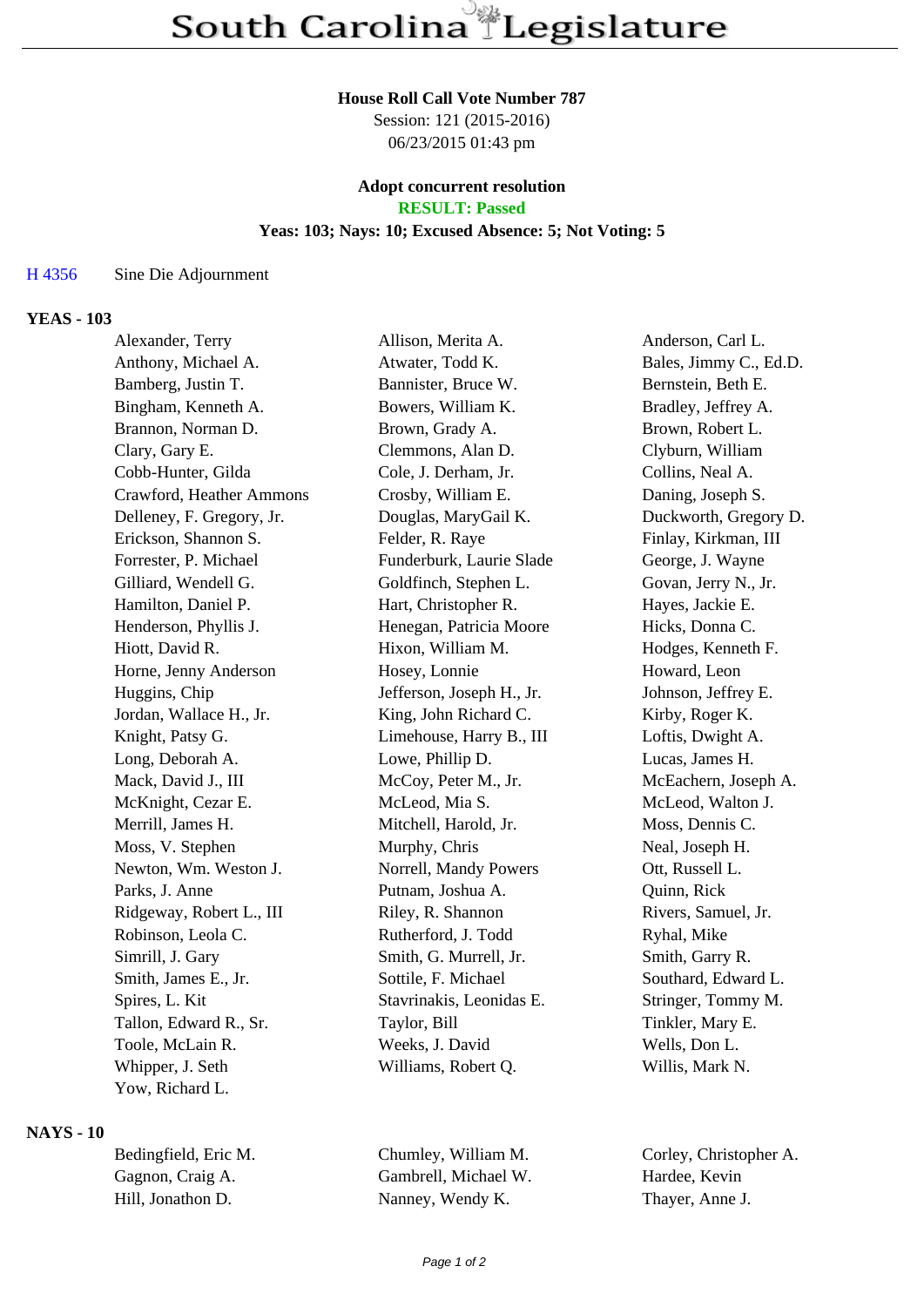# South Carolina Legislature

**House Roll Call Vote Number 787**
Session: 121 (2015-2016)
06/23/2015 01:43 pm

**Adopt concurrent resolution**
**RESULT: Passed**
**Yeas: 103; Nays: 10; Excused Absence: 5; Not Voting: 5**

H 4356 Sine Die Adjournment

## YEAS - 103

| | | |
|---|---|---|
| Alexander, Terry | Allison, Merita A. | Anderson, Carl L. |
| Anthony, Michael A. | Atwater, Todd K. | Bales, Jimmy C., Ed.D. |
| Bamberg, Justin T. | Bannister, Bruce W. | Bernstein, Beth E. |
| Bingham, Kenneth A. | Bowers, William K. | Bradley, Jeffrey A. |
| Brannon, Norman D. | Brown, Grady A. | Brown, Robert L. |
| Clary, Gary E. | Clemmons, Alan D. | Clyburn, William |
| Cobb-Hunter, Gilda | Cole, J. Derham, Jr. | Collins, Neal A. |
| Crawford, Heather Ammons | Crosby, William E. | Daning, Joseph S. |
| Delleney, F. Gregory, Jr. | Douglas, MaryGail K. | Duckworth, Gregory D. |
| Erickson, Shannon S. | Felder, R. Raye | Finlay, Kirkman, III |
| Forrester, P. Michael | Funderburk, Laurie Slade | George, J. Wayne |
| Gilliard, Wendell G. | Goldfinch, Stephen L. | Govan, Jerry N., Jr. |
| Hamilton, Daniel P. | Hart, Christopher R. | Hayes, Jackie E. |
| Henderson, Phyllis J. | Henegan, Patricia Moore | Hicks, Donna C. |
| Hiott, David R. | Hixon, William M. | Hodges, Kenneth F. |
| Horne, Jenny Anderson | Hosey, Lonnie | Howard, Leon |
| Huggins, Chip | Jefferson, Joseph H., Jr. | Johnson, Jeffrey E. |
| Jordan, Wallace H., Jr. | King, John Richard C. | Kirby, Roger K. |
| Knight, Patsy G. | Limehouse, Harry B., III | Loftis, Dwight A. |
| Long, Deborah A. | Lowe, Phillip D. | Lucas, James H. |
| Mack, David J., III | McCoy, Peter M., Jr. | McEachern, Joseph A. |
| McKnight, Cezar E. | McLeod, Mia S. | McLeod, Walton J. |
| Merrill, James H. | Mitchell, Harold, Jr. | Moss, Dennis C. |
| Moss, V. Stephen | Murphy, Chris | Neal, Joseph H. |
| Newton, Wm. Weston J. | Norrell, Mandy Powers | Ott, Russell L. |
| Parks, J. Anne | Putnam, Joshua A. | Quinn, Rick |
| Ridgeway, Robert L., III | Riley, R. Shannon | Rivers, Samuel, Jr. |
| Robinson, Leola C. | Rutherford, J. Todd | Ryhal, Mike |
| Simrill, J. Gary | Smith, G. Murrell, Jr. | Smith, Garry R. |
| Smith, James E., Jr. | Sottile, F. Michael | Southard, Edward L. |
| Spires, L. Kit | Stavrinakis, Leonidas E. | Stringer, Tommy M. |
| Tallon, Edward R., Sr. | Taylor, Bill | Tinkler, Mary E. |
| Toole, McLain R. | Weeks, J. David | Wells, Don L. |
| Whipper, J. Seth | Williams, Robert Q. | Willis, Mark N. |
| Yow, Richard L. | | |

## NAYS - 10

| | | |
|---|---|---|
| Bedingfield, Eric M. | Chumley, William M. | Corley, Christopher A. |
| Gagnon, Craig A. | Gambrell, Michael W. | Hardee, Kevin |
| Hill, Jonathon D. | Nanney, Wendy K. | Thayer, Anne J. |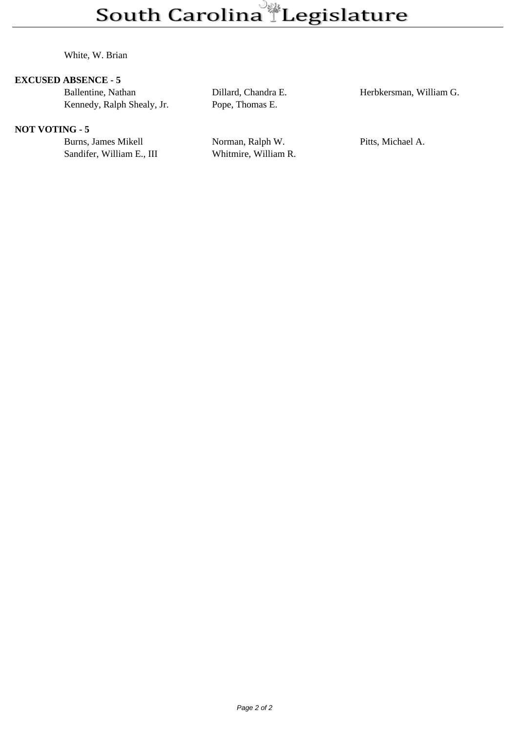White, W. Brian

**EXCUSED ABSENCE - 5**

| | | |
|---|---|---|
| Ballentine, Nathan | Dillard, Chandra E. | Herbkersman, William G. |
| Kennedy, Ralph Shealy, Jr. | Pope, Thomas E. | |

**NOT VOTING - 5**

| | | |
|---|---|---|
| Burns, James Mikell | Norman, Ralph W. | Pitts, Michael A. |
| Sandifer, William E., III | Whitmire, William R. | |